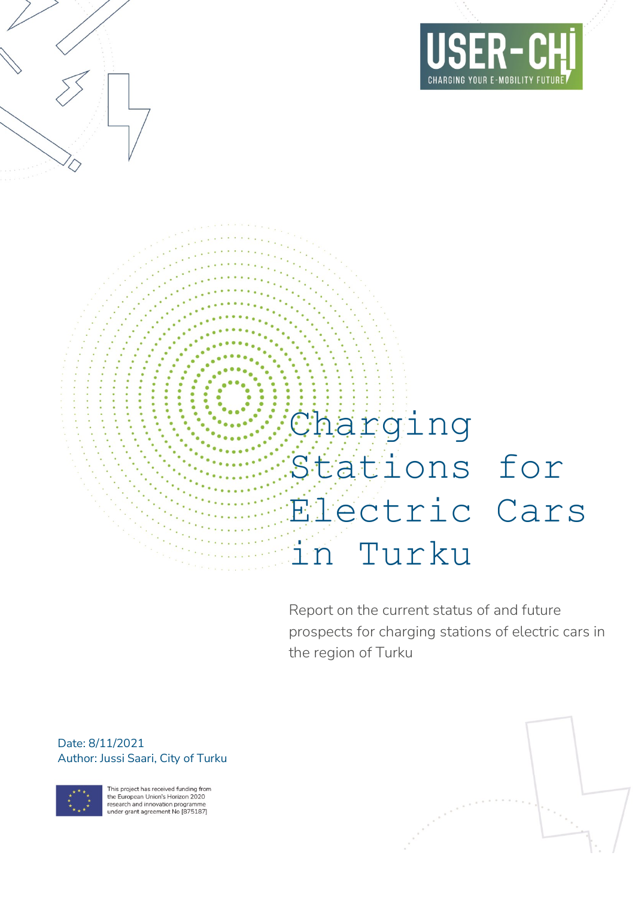USER-CHI

CHARGING YOUR E-MOBILITY FUTURE

# Charging Stations for Electric Cars in Turku

Report on the current status of and future prospects for charging stations of electric cars in the region of Turku

Date: 8/11/2021

Author: Jussi Saari, City of Turku

This project has received funding from the European Union's Horizon 2020 research and innovation programme under grant agreement No [875187]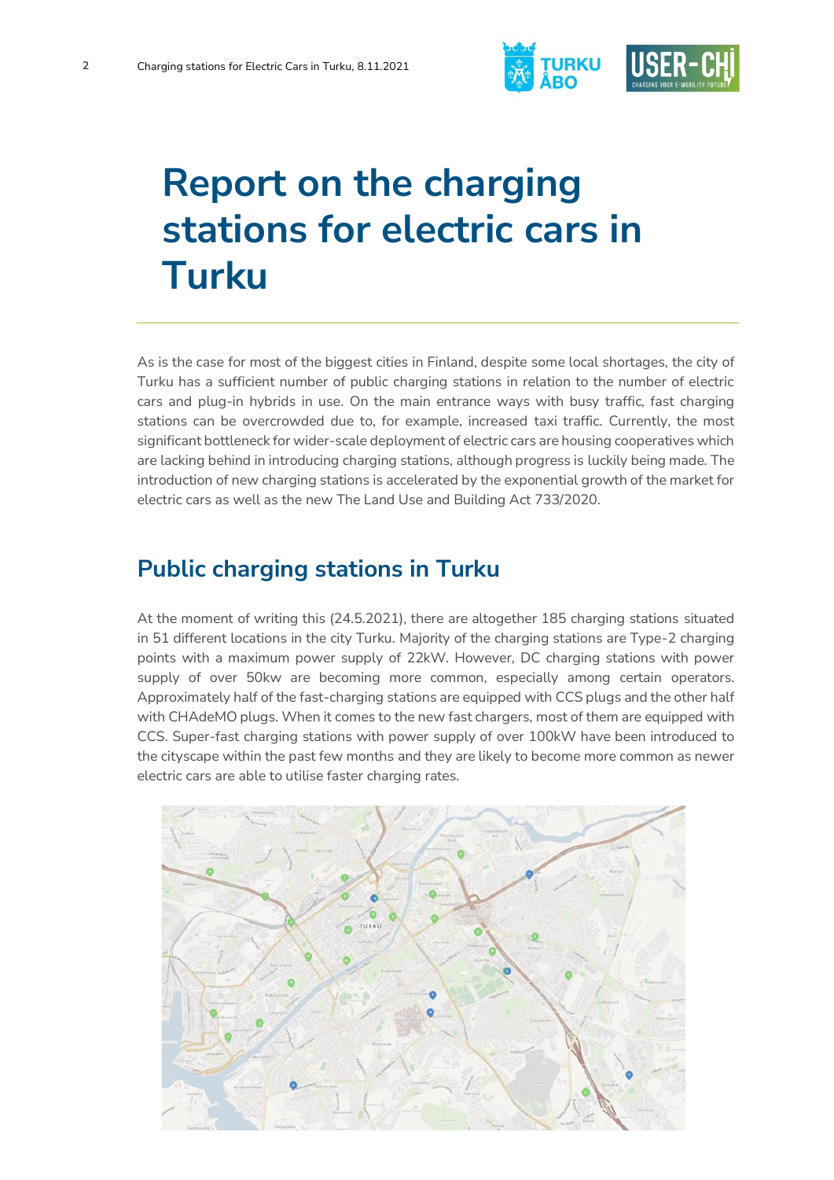# Report on the charging stations for electric cars in Turku

As is the case for most of the biggest cities in Finland, despite some local shortages, the city of Turku has a sufficient number of public charging stations in relation to the number of electric cars and plug-in hybrids in use. On the main entrance ways with busy traffic, fast charging stations can be overcrowded due to, for example, increased taxi traffic. Currently, the most significant bottleneck for wider-scale deployment of electric cars are housing cooperatives which are lacking behind in introducing charging stations, although progress is luckily being made. The introduction of new charging stations is accelerated by the exponential growth of the market for electric cars as well as the new The Land Use and Building Act 733/2020.

## Public charging stations in Turku

At the moment of writing this (24.5.2021), there are altogether 185 charging stations situated in 51 different locations in the city Turku. Majority of the charging stations are Type-2 charging points with a maximum power supply of 22kW. However, DC charging stations with power supply of over 50kw are becoming more common, especially among certain operators. Approximately half of the fast-charging stations are equipped with CCS plugs and the other half with CHAdeMO plugs. When it comes to the new fast chargers, most of them are equipped with CCS. Super-fast charging stations with power supply of over 100kW have been introduced to the cityscape within the past few months and they are likely to become more common as newer electric cars are able to utilise faster charging rates.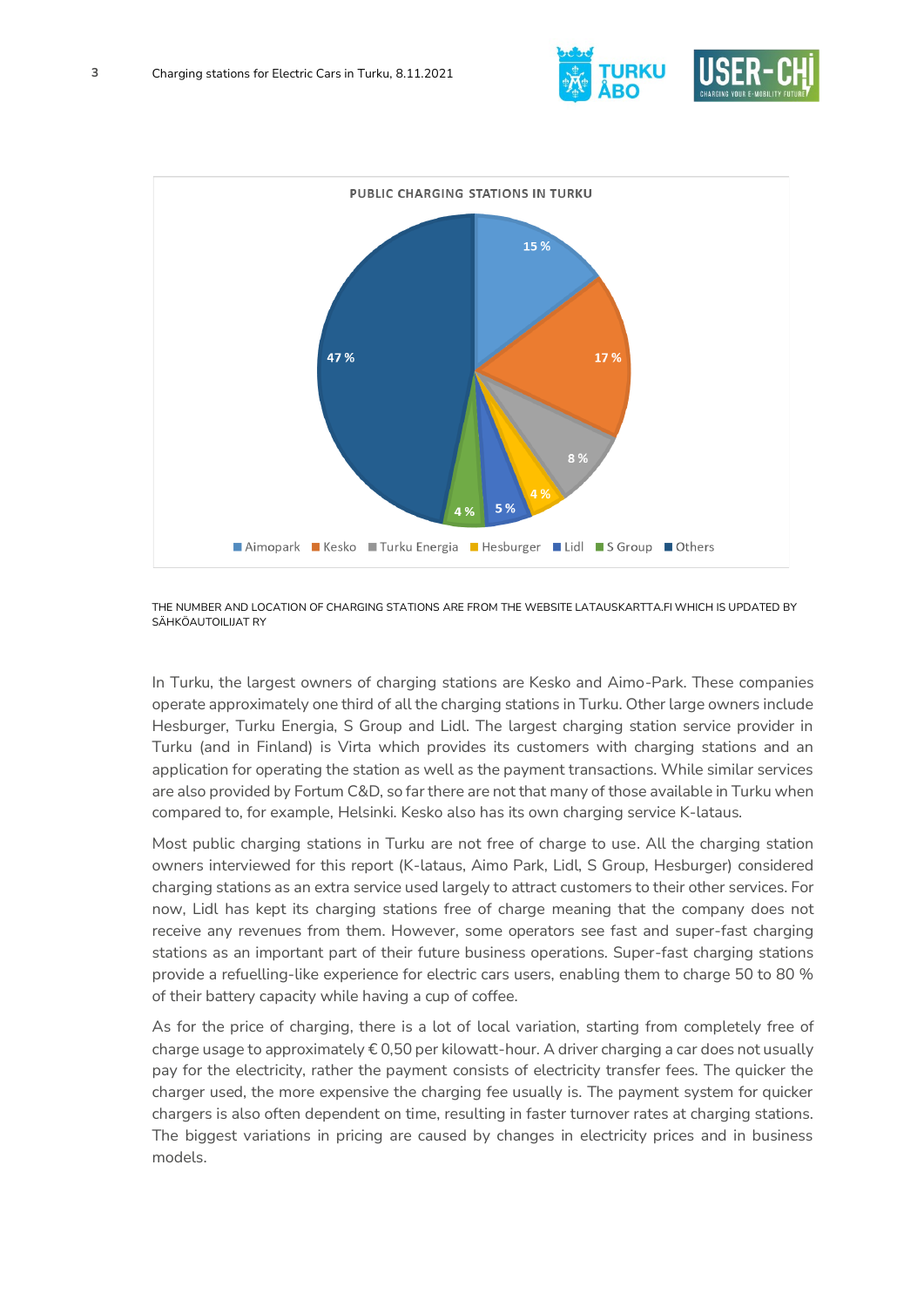PUBLIC CHARGING STATIONS IN TURKU

| Owner | Share |
|---|---|
| Aimopark | 15 % |
| Kesko | 17 % |
| Turku Energia | 8 % |
| Hesburger | 4 % |
| Lidl | 5 % |
| S Group | 4 % |
| Others | 47 % |

THE NUMBER AND LOCATION OF CHARGING STATIONS ARE FROM THE WEBSITE LATAUSKARTTA.FI WHICH IS UPDATED BY SÄHKÖAUTOILIJAT RY

In Turku, the largest owners of charging stations are Kesko and Aimo-Park. These companies operate approximately one third of all the charging stations in Turku. Other large owners include Hesburger, Turku Energia, S Group and Lidl. The largest charging station service provider in Turku (and in Finland) is Virta which provides its customers with charging stations and an application for operating the station as well as the payment transactions. While similar services are also provided by Fortum C&D, so far there are not that many of those available in Turku when compared to, for example, Helsinki. Kesko also has its own charging service K-lataus.

Most public charging stations in Turku are not free of charge to use. All the charging station owners interviewed for this report (K-lataus, Aimo Park, Lidl, S Group, Hesburger) considered charging stations as an extra service used largely to attract customers to their other services. For now, Lidl has kept its charging stations free of charge meaning that the company does not receive any revenues from them. However, some operators see fast and super-fast charging stations as an important part of their future business operations. Super-fast charging stations provide a refuelling-like experience for electric cars users, enabling them to charge 50 to 80 % of their battery capacity while having a cup of coffee.

As for the price of charging, there is a lot of local variation, starting from completely free of charge usage to approximately € 0,50 per kilowatt-hour. A driver charging a car does not usually pay for the electricity, rather the payment consists of electricity transfer fees. The quicker the charger used, the more expensive the charging fee usually is. The payment system for quicker chargers is also often dependent on time, resulting in faster turnover rates at charging stations. The biggest variations in pricing are caused by changes in electricity prices and in business models.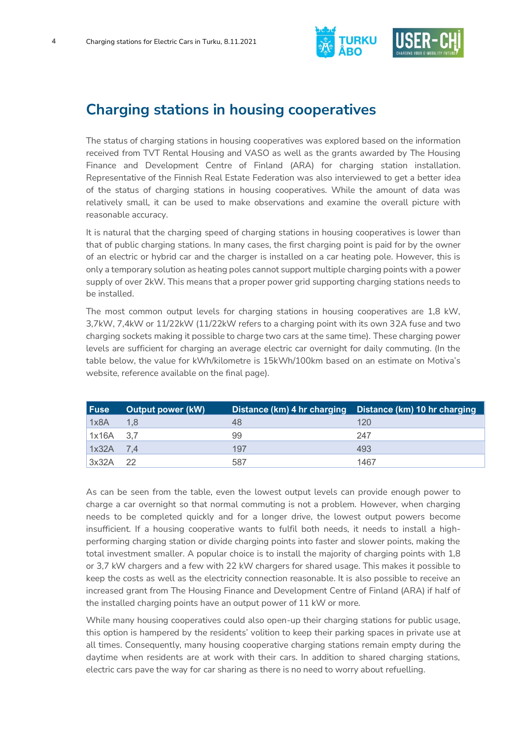## Charging stations in housing cooperatives

The status of charging stations in housing cooperatives was explored based on the information received from TVT Rental Housing and VASO as well as the grants awarded by The Housing Finance and Development Centre of Finland (ARA) for charging station installation. Representative of the Finnish Real Estate Federation was also interviewed to get a better idea of the status of charging stations in housing cooperatives. While the amount of data was relatively small, it can be used to make observations and examine the overall picture with reasonable accuracy.

It is natural that the charging speed of charging stations in housing cooperatives is lower than that of public charging stations. In many cases, the first charging point is paid for by the owner of an electric or hybrid car and the charger is installed on a car heating pole. However, this is only a temporary solution as heating poles cannot support multiple charging points with a power supply of over 2kW. This means that a proper power grid supporting charging stations needs to be installed.

The most common output levels for charging stations in housing cooperatives are 1,8 kW, 3,7kW, 7,4kW or 11/22kW (11/22kW refers to a charging point with its own 32A fuse and two charging sockets making it possible to charge two cars at the same time). These charging power levels are sufficient for charging an average electric car overnight for daily commuting. (In the table below, the value for kWh/kilometre is 15kWh/100km based on an estimate on Motiva's website, reference available on the final page).

| Fuse | Output power (kW) | Distance (km) 4 hr charging | Distance (km) 10 hr charging |
|---|---|---|---|
| 1x8A | 1,8 | 48 | 120 |
| 1x16A | 3,7 | 99 | 247 |
| 1x32A | 7,4 | 197 | 493 |
| 3x32A | 22 | 587 | 1467 |

As can be seen from the table, even the lowest output levels can provide enough power to charge a car overnight so that normal commuting is not a problem. However, when charging needs to be completed quickly and for a longer drive, the lowest output powers become insufficient. If a housing cooperative wants to fulfil both needs, it needs to install a high-performing charging station or divide charging points into faster and slower points, making the total investment smaller. A popular choice is to install the majority of charging points with 1,8 or 3,7 kW chargers and a few with 22 kW chargers for shared usage. This makes it possible to keep the costs as well as the electricity connection reasonable. It is also possible to receive an increased grant from The Housing Finance and Development Centre of Finland (ARA) if half of the installed charging points have an output power of 11 kW or more.

While many housing cooperatives could also open-up their charging stations for public usage, this option is hampered by the residents' volition to keep their parking spaces in private use at all times. Consequently, many housing cooperative charging stations remain empty during the daytime when residents are at work with their cars. In addition to shared charging stations, electric cars pave the way for car sharing as there is no need to worry about refuelling.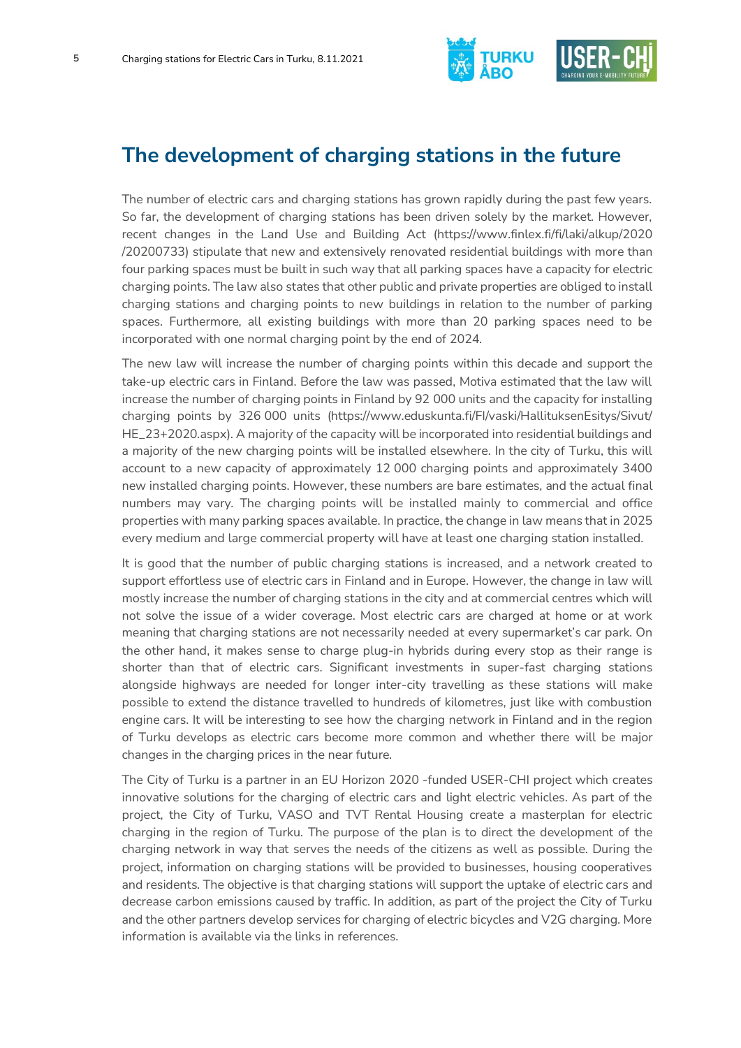## The development of charging stations in the future

The number of electric cars and charging stations has grown rapidly during the past few years. So far, the development of charging stations has been driven solely by the market. However, recent changes in the Land Use and Building Act (https://www.finlex.fi/fi/laki/alkup/2020/20200733) stipulate that new and extensively renovated residential buildings with more than four parking spaces must be built in such way that all parking spaces have a capacity for electric charging points. The law also states that other public and private properties are obliged to install charging stations and charging points to new buildings in relation to the number of parking spaces. Furthermore, all existing buildings with more than 20 parking spaces need to be incorporated with one normal charging point by the end of 2024.

The new law will increase the number of charging points within this decade and support the take-up electric cars in Finland. Before the law was passed, Motiva estimated that the law will increase the number of charging points in Finland by 92 000 units and the capacity for installing charging points by 326 000 units (https://www.eduskunta.fi/FI/vaski/HallituksenEsitys/Sivut/HE_23+2020.aspx). A majority of the capacity will be incorporated into residential buildings and a majority of the new charging points will be installed elsewhere. In the city of Turku, this will account to a new capacity of approximately 12 000 charging points and approximately 3400 new installed charging points. However, these numbers are bare estimates, and the actual final numbers may vary. The charging points will be installed mainly to commercial and office properties with many parking spaces available. In practice, the change in law means that in 2025 every medium and large commercial property will have at least one charging station installed.

It is good that the number of public charging stations is increased, and a network created to support effortless use of electric cars in Finland and in Europe. However, the change in law will mostly increase the number of charging stations in the city and at commercial centres which will not solve the issue of a wider coverage. Most electric cars are charged at home or at work meaning that charging stations are not necessarily needed at every supermarket's car park. On the other hand, it makes sense to charge plug-in hybrids during every stop as their range is shorter than that of electric cars. Significant investments in super-fast charging stations alongside highways are needed for longer inter-city travelling as these stations will make possible to extend the distance travelled to hundreds of kilometres, just like with combustion engine cars. It will be interesting to see how the charging network in Finland and in the region of Turku develops as electric cars become more common and whether there will be major changes in the charging prices in the near future.

The City of Turku is a partner in an EU Horizon 2020 -funded USER-CHI project which creates innovative solutions for the charging of electric cars and light electric vehicles. As part of the project, the City of Turku, VASO and TVT Rental Housing create a masterplan for electric charging in the region of Turku. The purpose of the plan is to direct the development of the charging network in way that serves the needs of the citizens as well as possible. During the project, information on charging stations will be provided to businesses, housing cooperatives and residents. The objective is that charging stations will support the uptake of electric cars and decrease carbon emissions caused by traffic. In addition, as part of the project the City of Turku and the other partners develop services for charging of electric bicycles and V2G charging. More information is available via the links in references.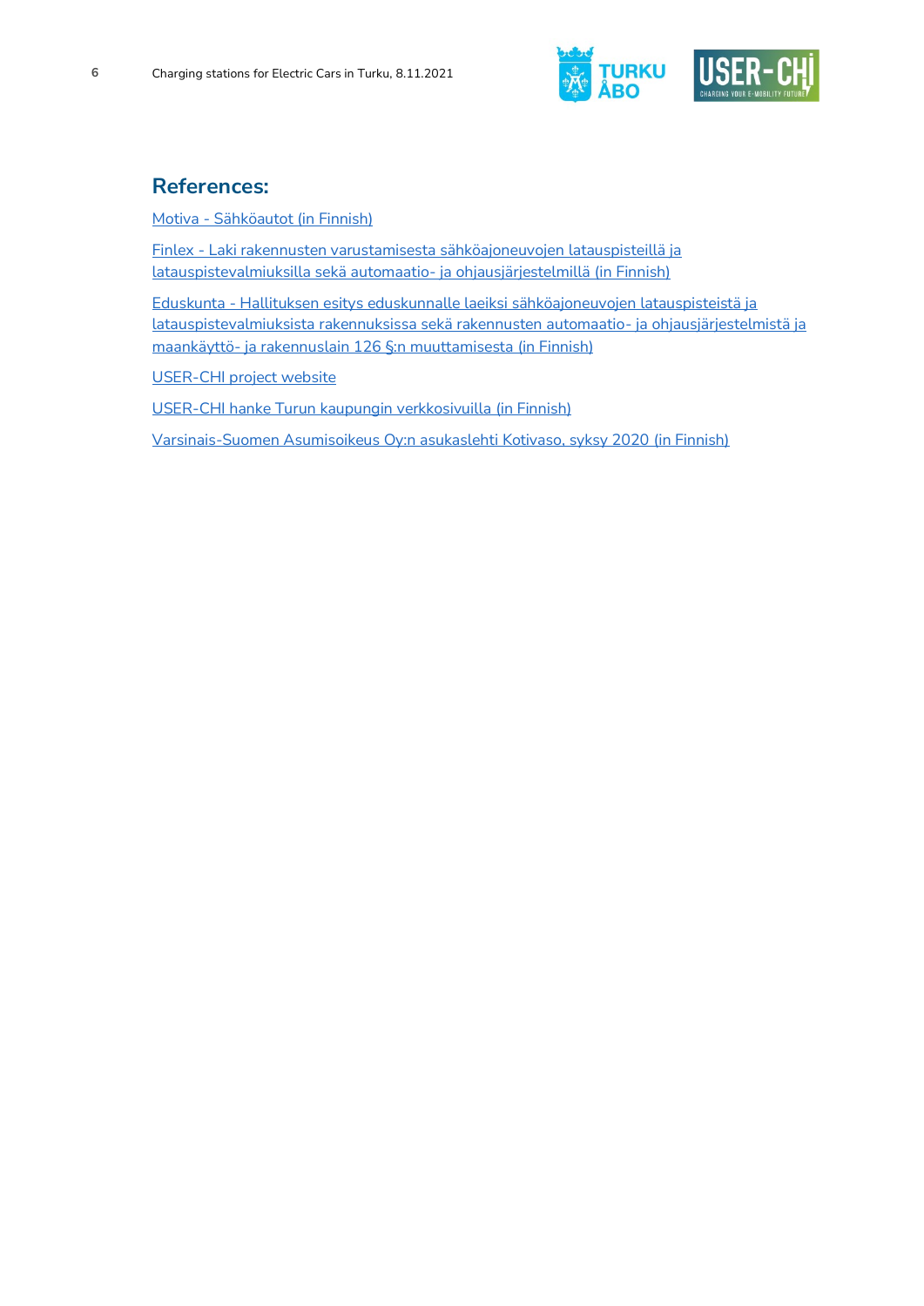## References:

Motiva - Sähköautot (in Finnish)

Finlex - Laki rakennusten varustamisesta sähköajoneuvojen latauspisteillä ja latauspistevalmiuksilla sekä automaatio- ja ohjausjärjestelmillä (in Finnish)

Eduskunta - Hallituksen esitys eduskunnalle laeiksi sähköajoneuvojen latauspisteistä ja latauspistevalmiuksista rakennuksissa sekä rakennusten automaatio- ja ohjausjärjestelmistä ja maankäyttö- ja rakennuslain 126 §:n muuttamisesta (in Finnish)

USER-CHI project website

USER-CHI hanke Turun kaupungin verkkosivuilla (in Finnish)

Varsinais-Suomen Asumisoikeus Oy:n asukaslehti Kotivaso, syksy 2020 (in Finnish)